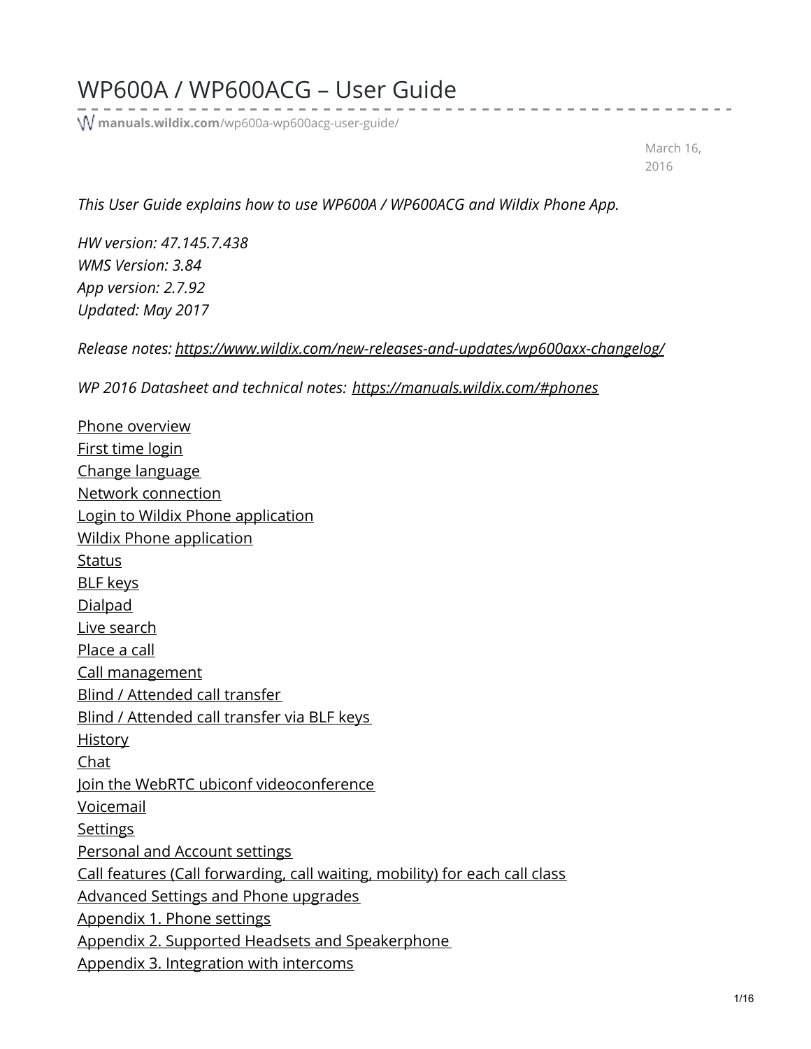# WP600A / WP600ACG – User Guide

manuals.wildix.com/wp600a-wp600acg-user-guide/

March 16, 2016

*This User Guide explains how to use WP600A / WP600ACG and Wildix Phone App.*

*HW version: 47.145.7.438*
*WMS Version: 3.84*
*App version: 2.7.92*
*Updated: May 2017*

*Release notes: https://www.wildix.com/new-releases-and-updates/wp600axx-changelog/*

*WP 2016 Datasheet and technical notes: https://manuals.wildix.com/#phones*

Phone overview
First time login
Change language
Network connection
Login to Wildix Phone application
Wildix Phone application
Status
BLF keys
Dialpad
Live search
Place a call
Call management
Blind / Attended call transfer
Blind / Attended call transfer via BLF keys
History
Chat
Join the WebRTC ubiconf videoconference
Voicemail
Settings
Personal and Account settings
Call features (Call forwarding, call waiting, mobility) for each call class
Advanced Settings and Phone upgrades
Appendix 1. Phone settings
Appendix 2. Supported Headsets and Speakerphone
Appendix 3. Integration with intercoms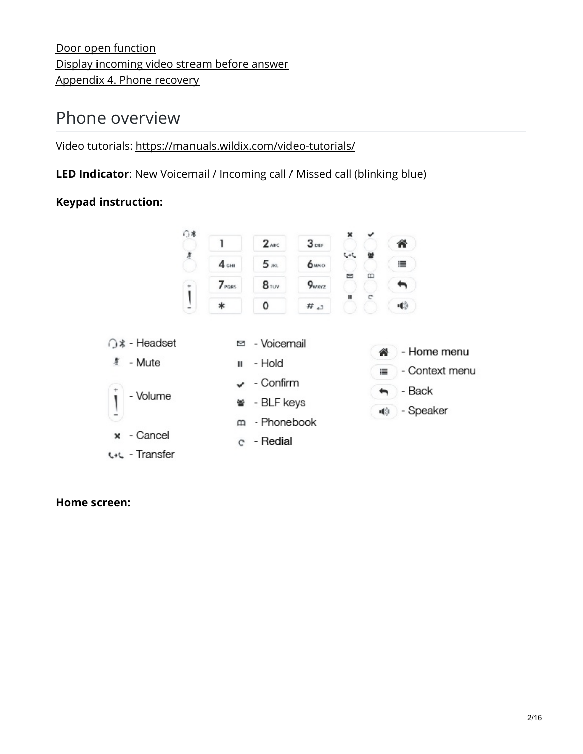[Door open function](#)
[Display incoming video stream before answer](#)
[Appendix 4. Phone recovery](#)

## Phone overview

Video tutorials: [https://manuals.wildix.com/video-tutorials/](https://manuals.wildix.com/video-tutorials/)

**LED Indicator**: New Voicemail / Incoming call / Missed call (blinking blue)

**Keypad instruction:**

- Headset
- Mute
- Volume
- Cancel
- Transfer
- Voicemail
- Hold
- Confirm
- BLF keys
- Phonebook
- Redial
- Home menu
- Context menu
- Back
- Speaker

**Home screen:**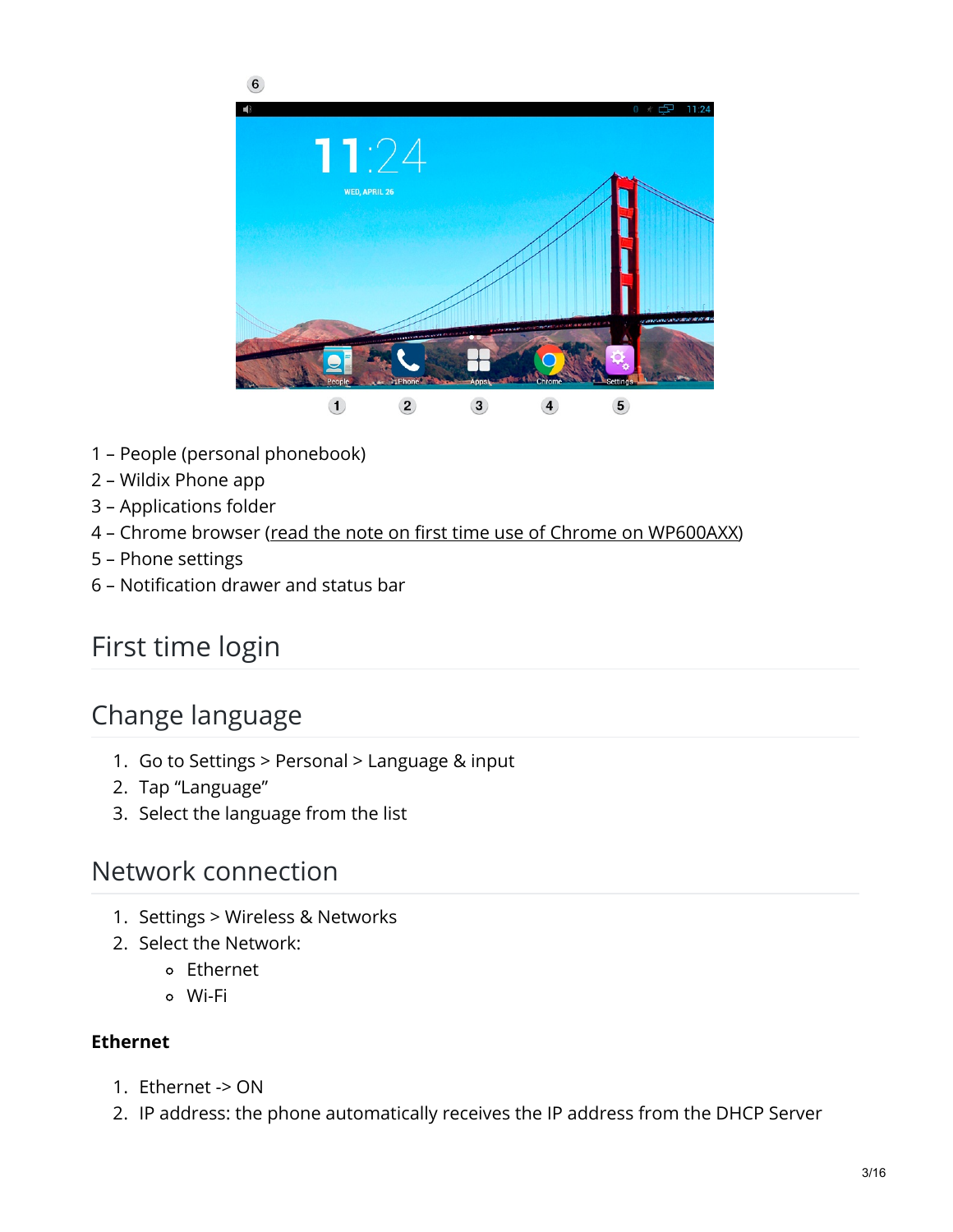1 – People (personal phonebook)
2 – Wildix Phone app
3 – Applications folder
4 – Chrome browser (read the note on first time use of Chrome on WP600AXX)
5 – Phone settings
6 – Notification drawer and status bar

## First time login

## Change language

1. Go to Settings > Personal > Language & input
2. Tap “Language”
3. Select the language from the list

## Network connection

1. Settings > Wireless & Networks
2. Select the Network:
   - Ethernet
   - Wi-Fi

**Ethernet**

1. Ethernet -> ON
2. IP address: the phone automatically receives the IP address from the DHCP Server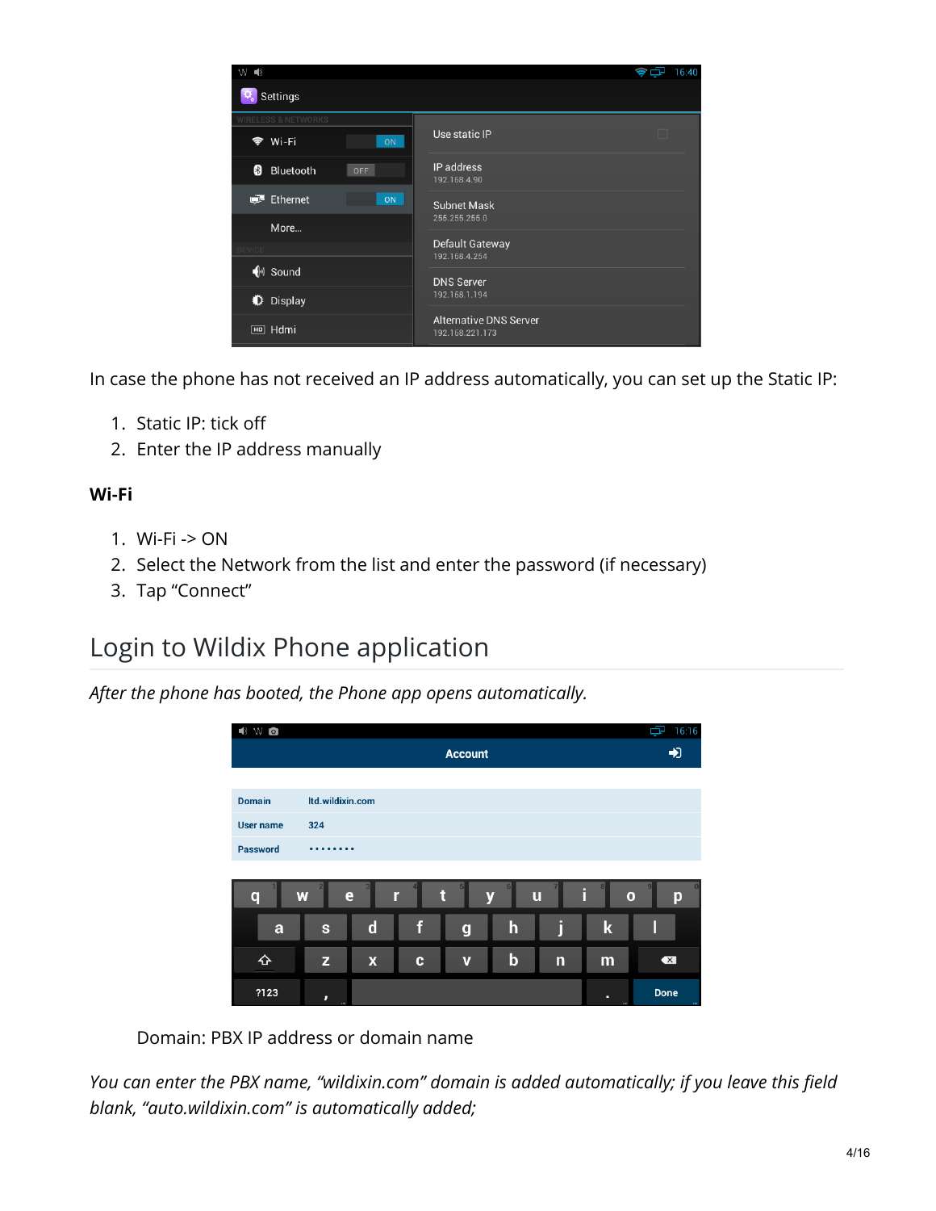In case the phone has not received an IP address automatically, you can set up the Static IP:

1. Static IP: tick off
2. Enter the IP address manually

**Wi-Fi**

1. Wi-Fi -> ON
2. Select the Network from the list and enter the password (if necessary)
3. Tap “Connect”

# Login to Wildix Phone application

*After the phone has booted, the Phone app opens automatically.*

Domain: PBX IP address or domain name

*You can enter the PBX name, “wildixin.com” domain is added automatically; if you leave this field blank, “auto.wildixin.com” is automatically added;*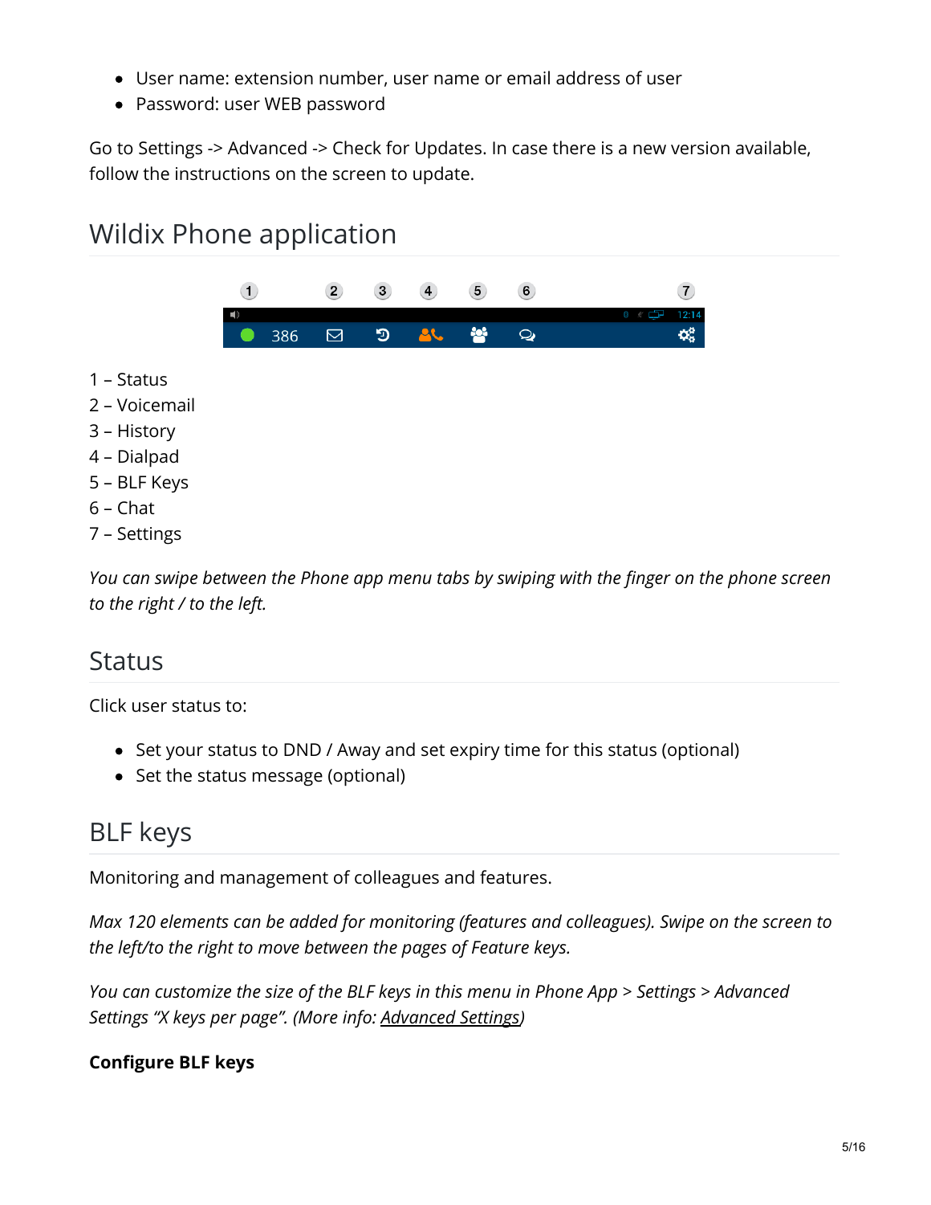- User name: extension number, user name or email address of user
- Password: user WEB password

Go to Settings -> Advanced -> Check for Updates. In case there is a new version available, follow the instructions on the screen to update.

## Wildix Phone application

1 – Status
2 – Voicemail
3 – History
4 – Dialpad
5 – BLF Keys
6 – Chat
7 – Settings

*You can swipe between the Phone app menu tabs by swiping with the finger on the phone screen to the right / to the left.*

## Status

Click user status to:

- Set your status to DND / Away and set expiry time for this status (optional)
- Set the status message (optional)

## BLF keys

Monitoring and management of colleagues and features.

*Max 120 elements can be added for monitoring (features and colleagues). Swipe on the screen to the left/to the right to move between the pages of Feature keys.*

*You can customize the size of the BLF keys in this menu in Phone App > Settings > Advanced Settings "X keys per page". (More info: Advanced Settings)*

**Configure BLF keys**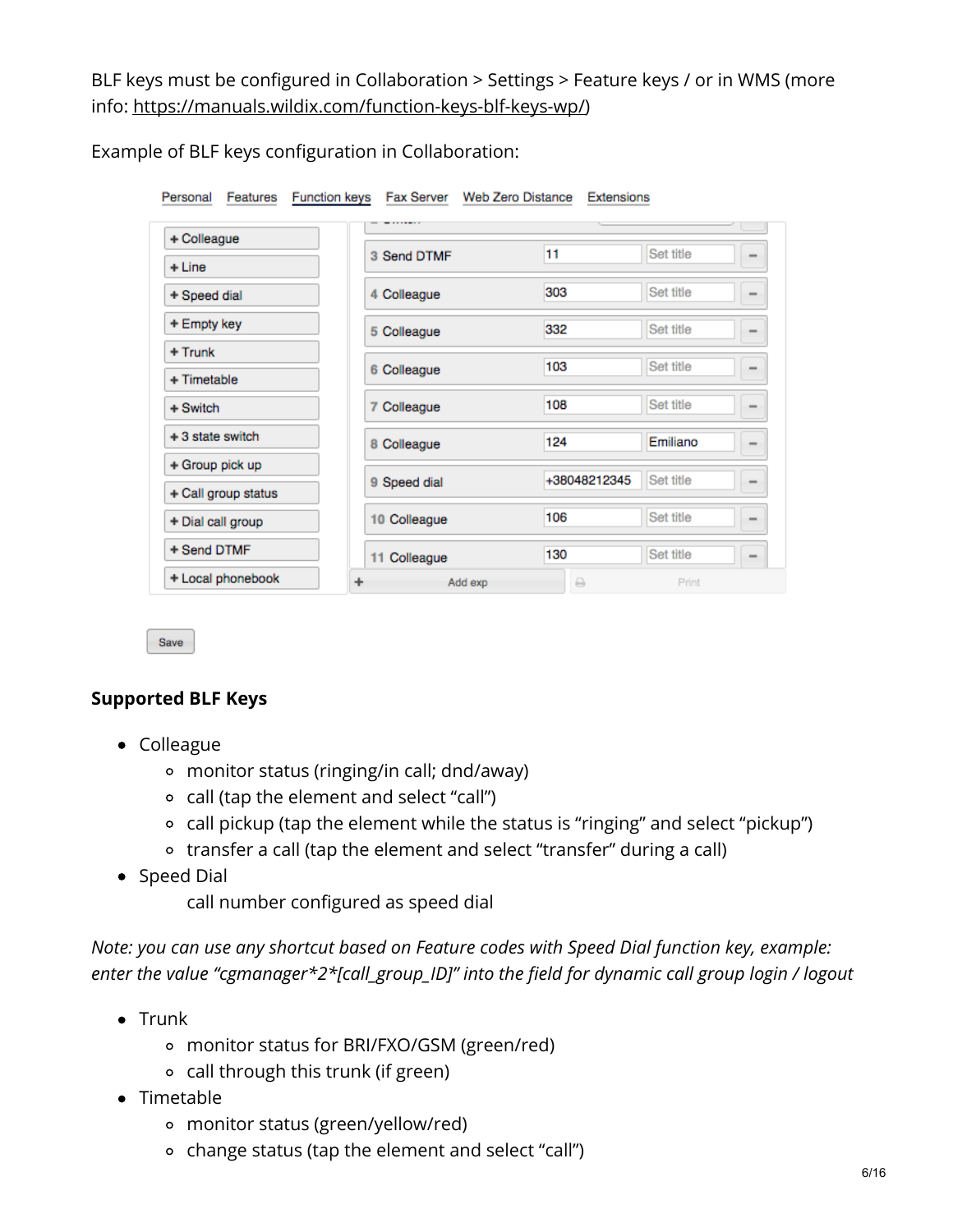BLF keys must be configured in Collaboration > Settings > Feature keys / or in WMS (more info: https://manuals.wildix.com/function-keys-blf-keys-wp/)

Example of BLF keys configuration in Collaboration:

## Supported BLF Keys

- Colleague
  - monitor status (ringing/in call; dnd/away)
  - call (tap the element and select "call")
  - call pickup (tap the element while the status is "ringing" and select "pickup")
  - transfer a call (tap the element and select "transfer" during a call)
- Speed Dial

  call number configured as speed dial

*Note: you can use any shortcut based on Feature codes with Speed Dial function key, example: enter the value "cgmanager*2*[call_group_ID]" into the field for dynamic call group login / logout*

- Trunk
  - monitor status for BRI/FXO/GSM (green/red)
  - call through this trunk (if green)
- Timetable
  - monitor status (green/yellow/red)
  - change status (tap the element and select "call")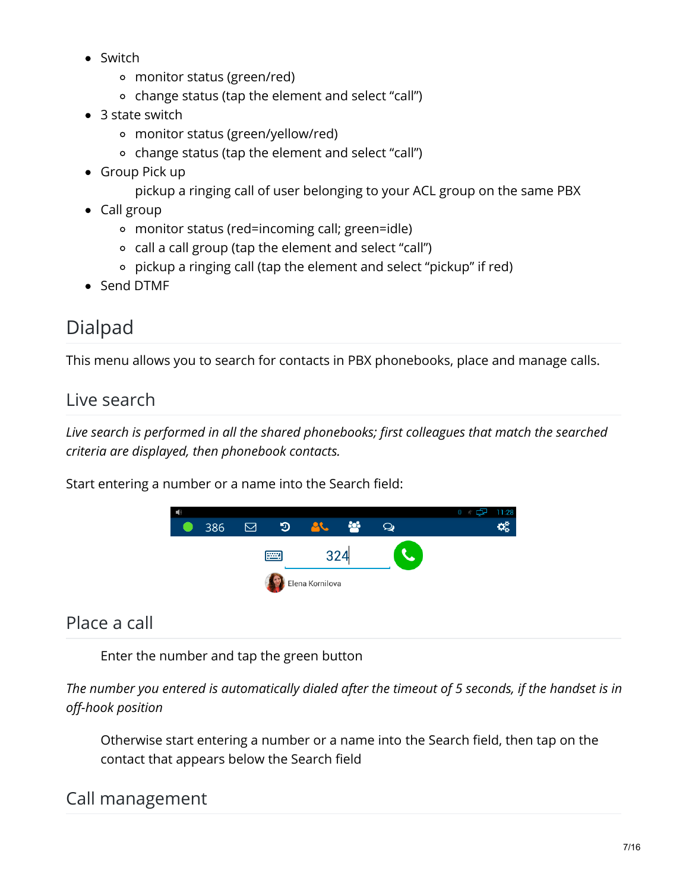- Switch
  - monitor status (green/red)
  - change status (tap the element and select “call”)
- 3 state switch
  - monitor status (green/yellow/red)
  - change status (tap the element and select “call”)
- Group Pick up

  pickup a ringing call of user belonging to your ACL group on the same PBX
- Call group
  - monitor status (red=incoming call; green=idle)
  - call a call group (tap the element and select “call”)
  - pickup a ringing call (tap the element and select “pickup” if red)
- Send DTMF

## Dialpad

This menu allows you to search for contacts in PBX phonebooks, place and manage calls.

### Live search

*Live search is performed in all the shared phonebooks; first colleagues that match the searched criteria are displayed, then phonebook contacts.*

Start entering a number or a name into the Search field:

### Place a call

Enter the number and tap the green button

*The number you entered is automatically dialed after the timeout of 5 seconds, if the handset is in off-hook position*

Otherwise start entering a number or a name into the Search field, then tap on the contact that appears below the Search field

### Call management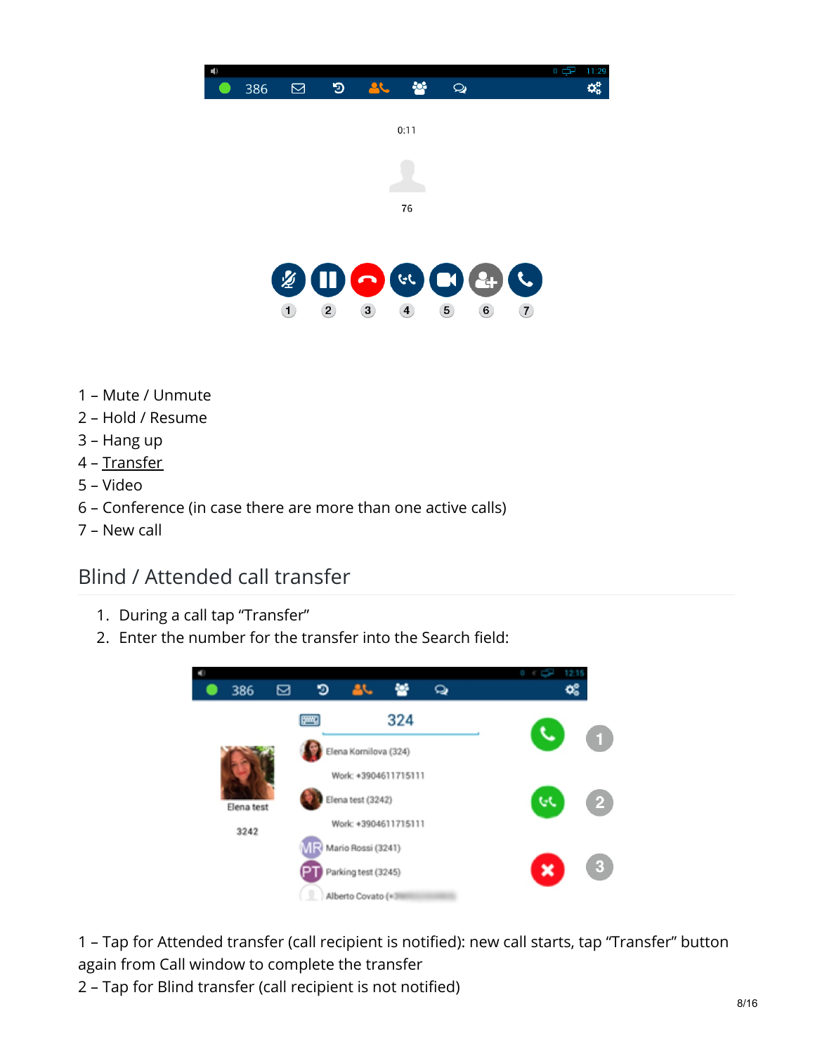1 – Mute / Unmute
2 – Hold / Resume
3 – Hang up
4 – Transfer
5 – Video
6 – Conference (in case there are more than one active calls)
7 – New call

## Blind / Attended call transfer

1. During a call tap “Transfer”
2. Enter the number for the transfer into the Search field:

1 – Tap for Attended transfer (call recipient is notified): new call starts, tap “Transfer” button again from Call window to complete the transfer
2 – Tap for Blind transfer (call recipient is not notified)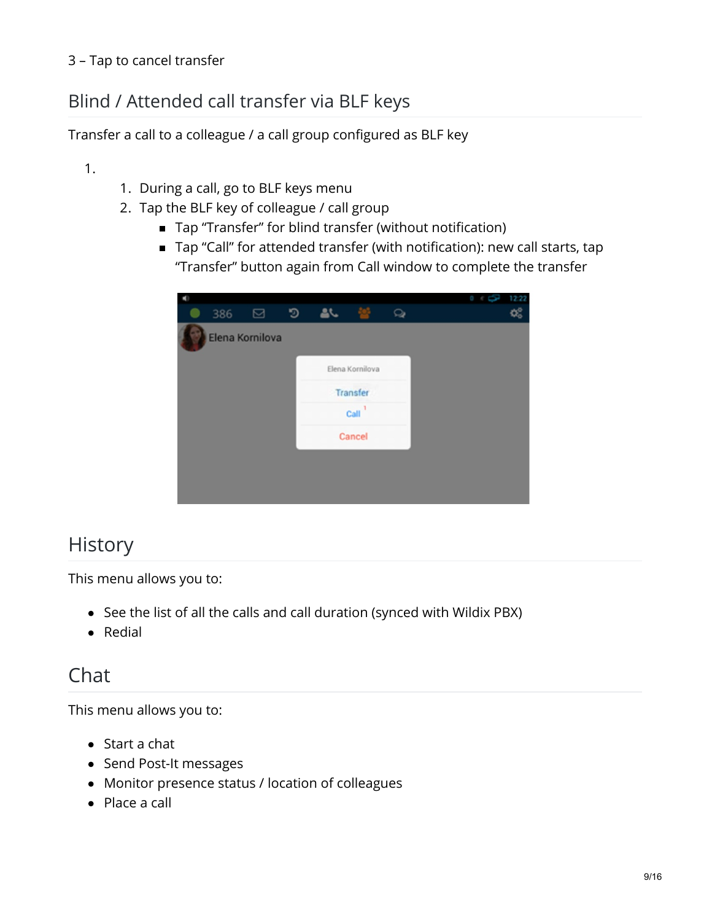3 – Tap to cancel transfer

## Blind / Attended call transfer via BLF keys

Transfer a call to a colleague / a call group configured as BLF key

1. 
    1. During a call, go to BLF keys menu
    2. Tap the BLF key of colleague / call group
        - Tap “Transfer” for blind transfer (without notification)
        - Tap “Call” for attended transfer (with notification): new call starts, tap “Transfer” button again from Call window to complete the transfer

## History

This menu allows you to:

- See the list of all the calls and call duration (synced with Wildix PBX)
- Redial

## Chat

This menu allows you to:

- Start a chat
- Send Post-It messages
- Monitor presence status / location of colleagues
- Place a call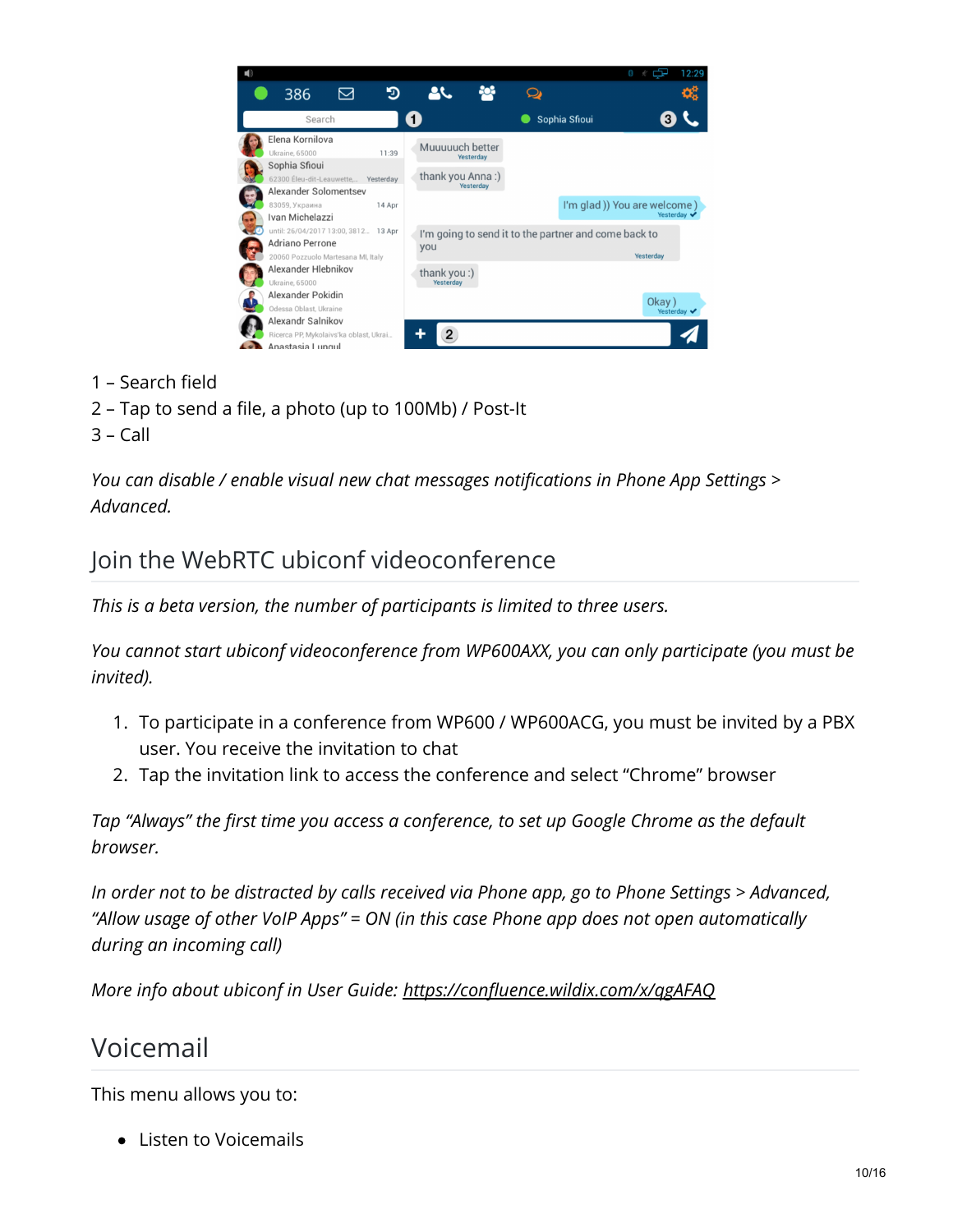1 – Search field
2 – Tap to send a file, a photo (up to 100Mb) / Post-It
3 – Call

*You can disable / enable visual new chat messages notifications in Phone App Settings > Advanced.*

## Join the WebRTC ubiconf videoconference

*This is a beta version, the number of participants is limited to three users.*

*You cannot start ubiconf videoconference from WP600AXX, you can only participate (you must be invited).*

1. To participate in a conference from WP600 / WP600ACG, you must be invited by a PBX user. You receive the invitation to chat
2. Tap the invitation link to access the conference and select "Chrome" browser

*Tap "Always" the first time you access a conference, to set up Google Chrome as the default browser.*

*In order not to be distracted by calls received via Phone app, go to Phone Settings > Advanced, "Allow usage of other VoIP Apps" = ON (in this case Phone app does not open automatically during an incoming call)*

*More info about ubiconf in User Guide: [https://confluence.wildix.com/x/qgAFAQ](https://confluence.wildix.com/x/qgAFAQ)*

## Voicemail

This menu allows you to:

- Listen to Voicemails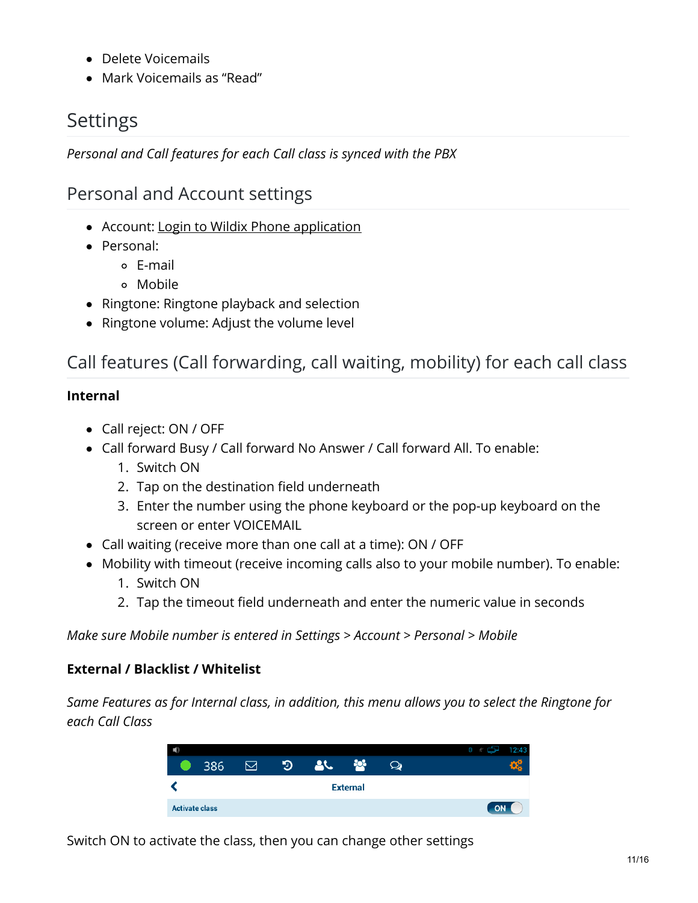- Delete Voicemails
- Mark Voicemails as “Read”

## Settings

*Personal and Call features for each Call class is synced with the PBX*

### Personal and Account settings

- Account: Login to Wildix Phone application
- Personal:
  - E-mail
  - Mobile
- Ringtone: Ringtone playback and selection
- Ringtone volume: Adjust the volume level

### Call features (Call forwarding, call waiting, mobility) for each call class

**Internal**

- Call reject: ON / OFF
- Call forward Busy / Call forward No Answer / Call forward All. To enable:
  1. Switch ON
  2. Tap on the destination field underneath
  3. Enter the number using the phone keyboard or the pop-up keyboard on the screen or enter VOICEMAIL
- Call waiting (receive more than one call at a time): ON / OFF
- Mobility with timeout (receive incoming calls also to your mobile number). To enable:
  1. Switch ON
  2. Tap the timeout field underneath and enter the numeric value in seconds

*Make sure Mobile number is entered in Settings > Account > Personal > Mobile*

**External / Blacklist / Whitelist**

*Same Features as for Internal class, in addition, this menu allows you to select the Ringtone for each Call Class*

Switch ON to activate the class, then you can change other settings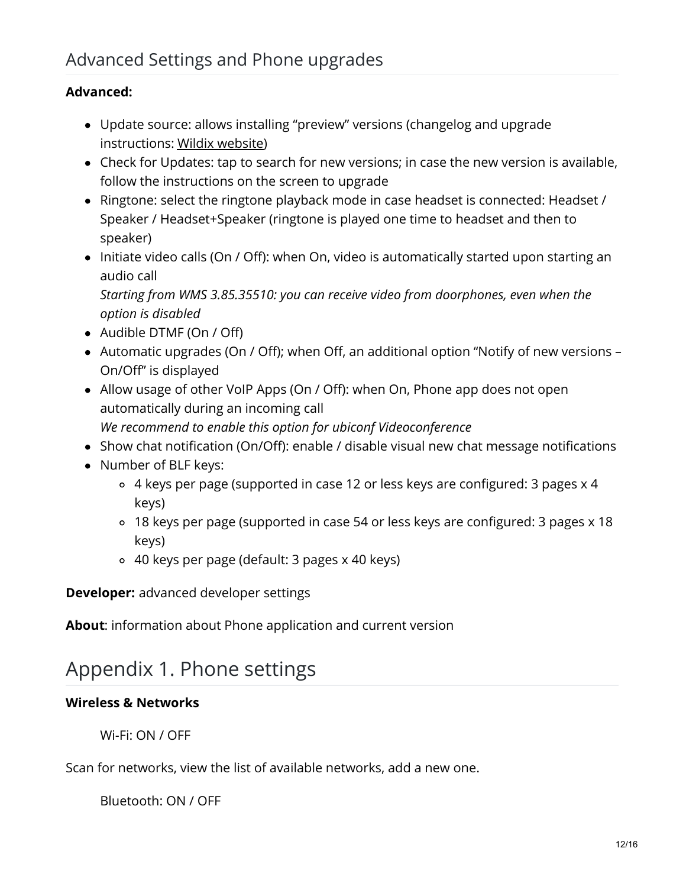## Advanced Settings and Phone upgrades

**Advanced:**

- Update source: allows installing “preview” versions (changelog and upgrade instructions: Wildix website)
- Check for Updates: tap to search for new versions; in case the new version is available, follow the instructions on the screen to upgrade
- Ringtone: select the ringtone playback mode in case headset is connected: Headset / Speaker / Headset+Speaker (ringtone is played one time to headset and then to speaker)
- Initiate video calls (On / Off): when On, video is automatically started upon starting an audio call
  *Starting from WMS 3.85.35510: you can receive video from doorphones, even when the option is disabled*
- Audible DTMF (On / Off)
- Automatic upgrades (On / Off); when Off, an additional option “Notify of new versions – On/Off” is displayed
- Allow usage of other VoIP Apps (On / Off): when On, Phone app does not open automatically during an incoming call
  *We recommend to enable this option for ubiconf Videoconference*
- Show chat notification (On/Off): enable / disable visual new chat message notifications
- Number of BLF keys:
  - 4 keys per page (supported in case 12 or less keys are configured: 3 pages x 4 keys)
  - 18 keys per page (supported in case 54 or less keys are configured: 3 pages x 18 keys)
  - 40 keys per page (default: 3 pages x 40 keys)

**Developer:** advanced developer settings

**About**: information about Phone application and current version

# Appendix 1. Phone settings

**Wireless & Networks**

Wi-Fi: ON / OFF

Scan for networks, view the list of available networks, add a new one.

Bluetooth: ON / OFF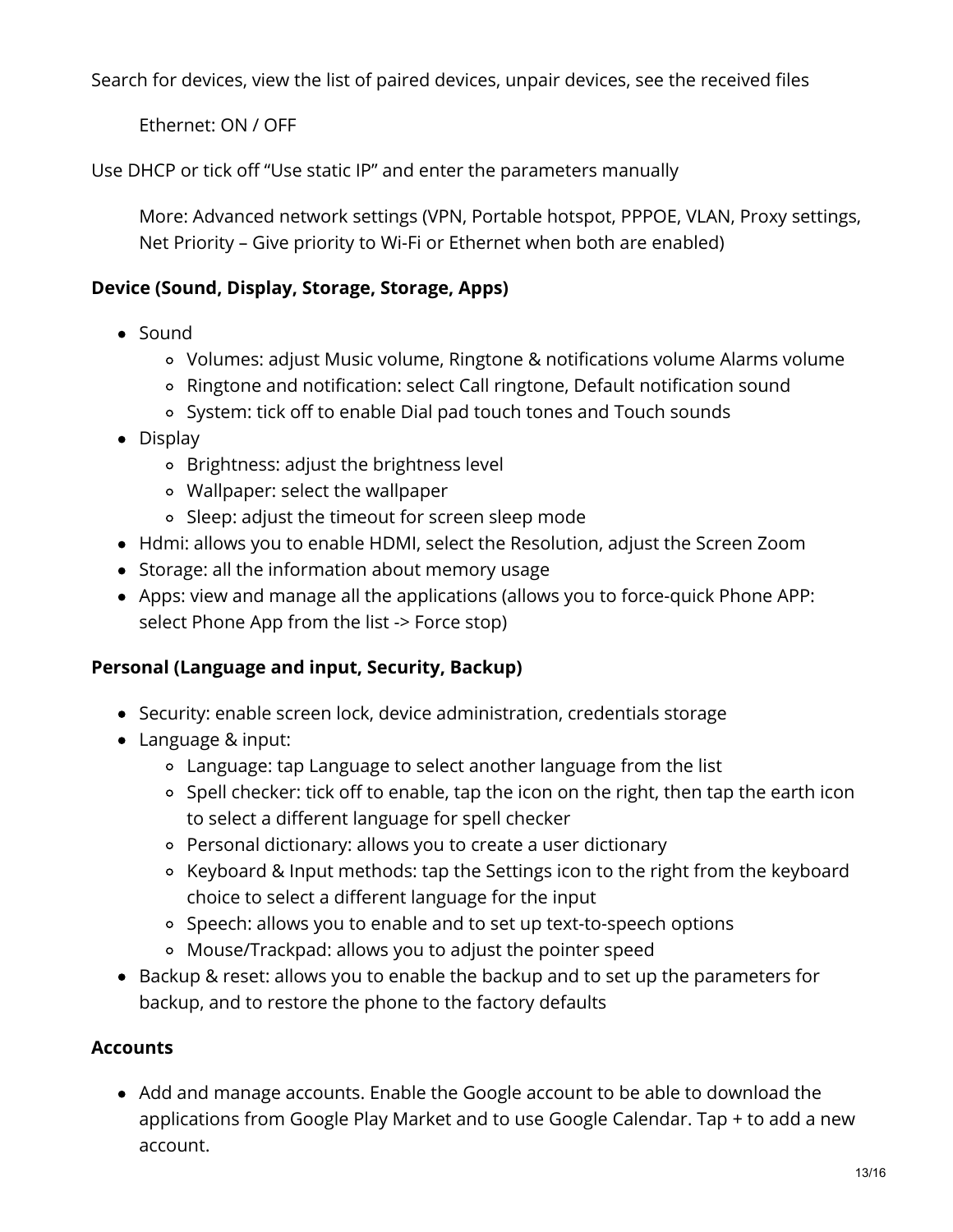Search for devices, view the list of paired devices, unpair devices, see the received files

Ethernet: ON / OFF

Use DHCP or tick off "Use static IP" and enter the parameters manually

More: Advanced network settings (VPN, Portable hotspot, PPPOE, VLAN, Proxy settings, Net Priority – Give priority to Wi-Fi or Ethernet when both are enabled)

**Device (Sound, Display, Storage, Storage, Apps)**

- Sound
  - Volumes: adjust Music volume, Ringtone & notifications volume Alarms volume
  - Ringtone and notification: select Call ringtone, Default notification sound
  - System: tick off to enable Dial pad touch tones and Touch sounds
- Display
  - Brightness: adjust the brightness level
  - Wallpaper: select the wallpaper
  - Sleep: adjust the timeout for screen sleep mode
- Hdmi: allows you to enable HDMI, select the Resolution, adjust the Screen Zoom
- Storage: all the information about memory usage
- Apps: view and manage all the applications (allows you to force-quick Phone APP: select Phone App from the list -> Force stop)

**Personal (Language and input, Security, Backup)**

- Security: enable screen lock, device administration, credentials storage
- Language & input:
  - Language: tap Language to select another language from the list
  - Spell checker: tick off to enable, tap the icon on the right, then tap the earth icon to select a different language for spell checker
  - Personal dictionary: allows you to create a user dictionary
  - Keyboard & Input methods: tap the Settings icon to the right from the keyboard choice to select a different language for the input
  - Speech: allows you to enable and to set up text-to-speech options
  - Mouse/Trackpad: allows you to adjust the pointer speed
- Backup & reset: allows you to enable the backup and to set up the parameters for backup, and to restore the phone to the factory defaults

**Accounts**

- Add and manage accounts. Enable the Google account to be able to download the applications from Google Play Market and to use Google Calendar. Tap + to add a new account.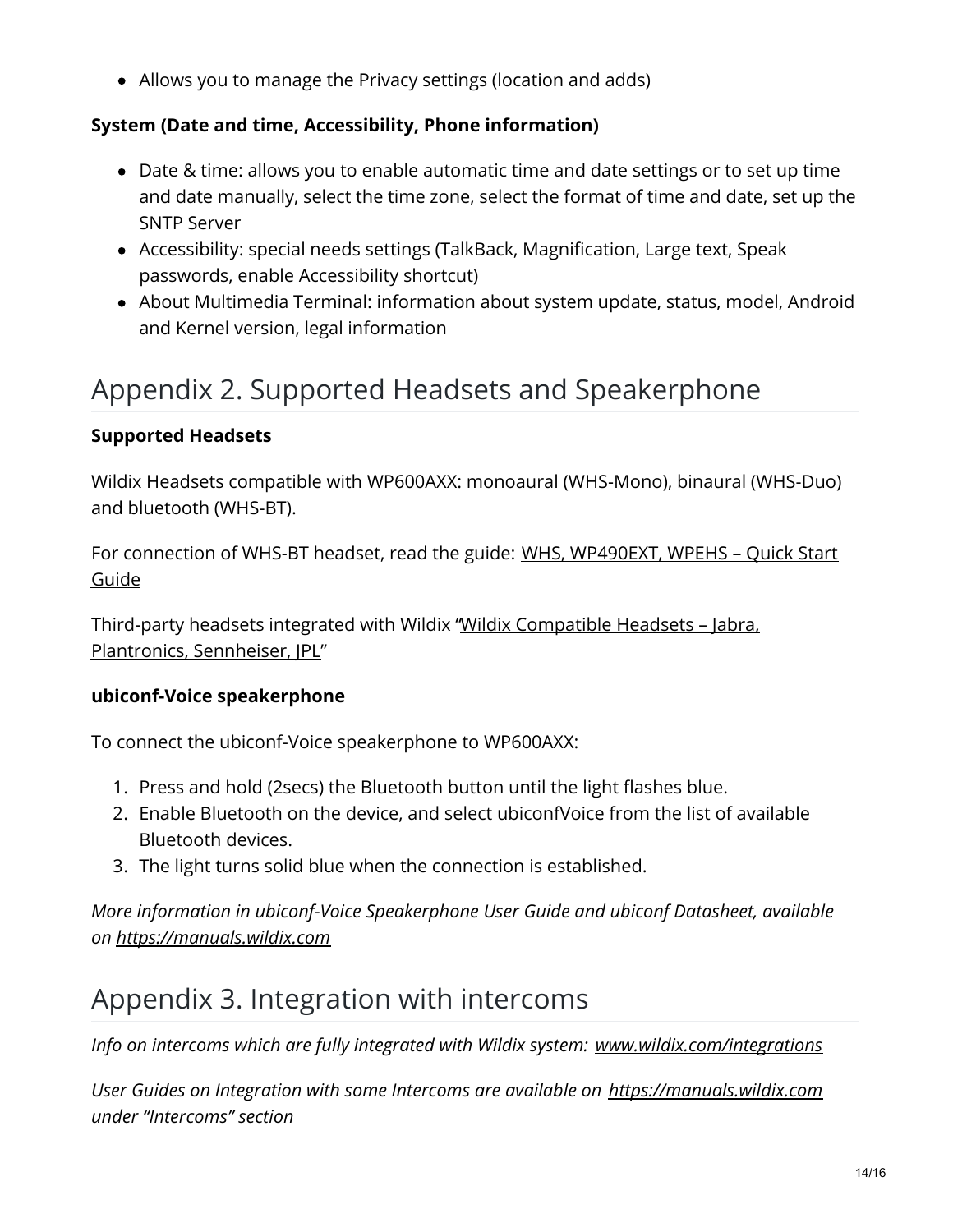- Allows you to manage the Privacy settings (location and adds)

**System (Date and time, Accessibility, Phone information)**

- Date & time: allows you to enable automatic time and date settings or to set up time and date manually, select the time zone, select the format of time and date, set up the SNTP Server
- Accessibility: special needs settings (TalkBack, Magnification, Large text, Speak passwords, enable Accessibility shortcut)
- About Multimedia Terminal: information about system update, status, model, Android and Kernel version, legal information

# Appendix 2. Supported Headsets and Speakerphone

**Supported Headsets**

Wildix Headsets compatible with WP600AXX: monoaural (WHS-Mono), binaural (WHS-Duo) and bluetooth (WHS-BT).

For connection of WHS-BT headset, read the guide: WHS, WP490EXT, WPEHS – Quick Start Guide

Third-party headsets integrated with Wildix "Wildix Compatible Headsets – Jabra, Plantronics, Sennheiser, JPL"

**ubiconf-Voice speakerphone**

To connect the ubiconf-Voice speakerphone to WP600AXX:

1. Press and hold (2secs) the Bluetooth button until the light flashes blue.
2. Enable Bluetooth on the device, and select ubiconfVoice from the list of available Bluetooth devices.
3. The light turns solid blue when the connection is established.

*More information in ubiconf-Voice Speakerphone User Guide and ubiconf Datasheet, available on https://manuals.wildix.com*

# Appendix 3. Integration with intercoms

*Info on intercoms which are fully integrated with Wildix system: www.wildix.com/integrations*

*User Guides on Integration with some Intercoms are available on https://manuals.wildix.com under "Intercoms" section*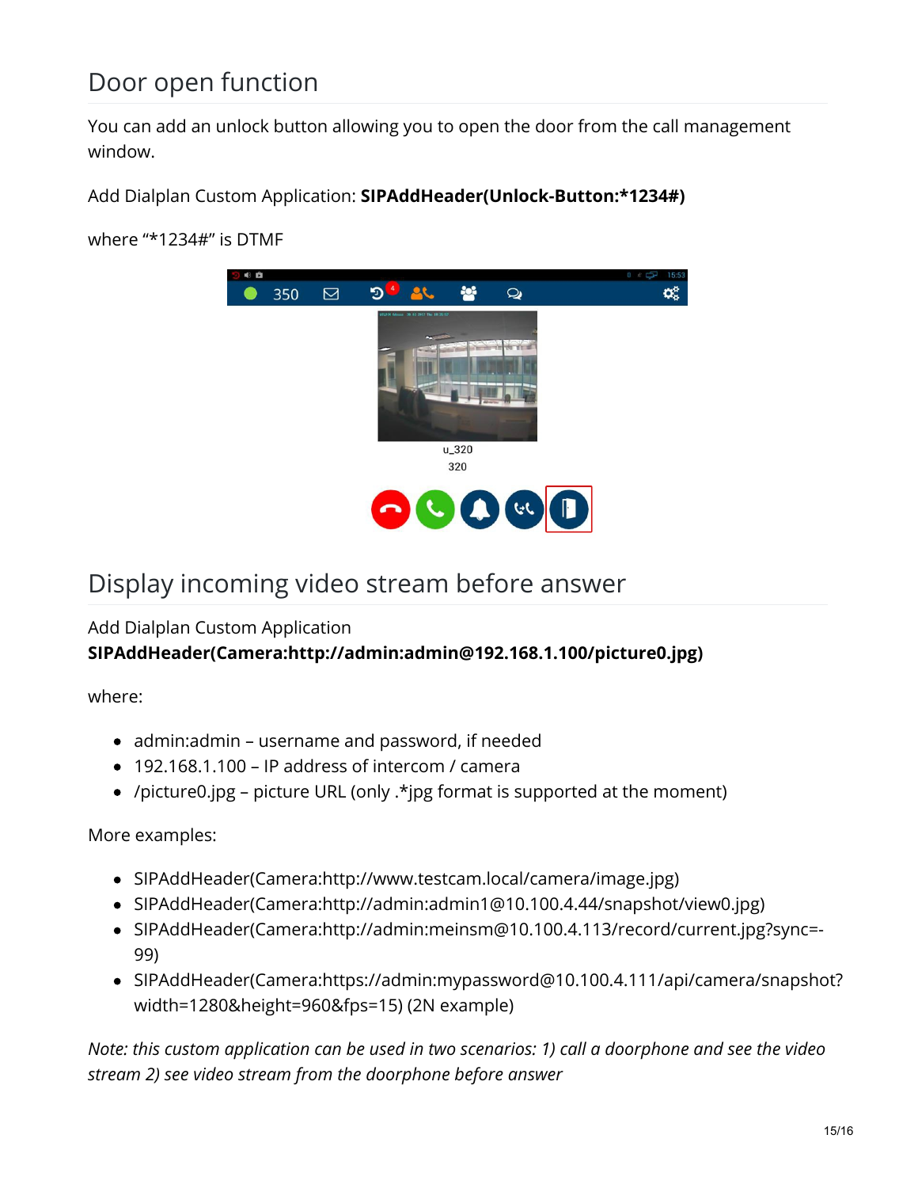## Door open function

You can add an unlock button allowing you to open the door from the call management window.

Add Dialplan Custom Application: **SIPAddHeader(Unlock-Button:*1234#)**

where "*1234#" is DTMF

## Display incoming video stream before answer

Add Dialplan Custom Application
**SIPAddHeader(Camera:http://admin:admin@192.168.1.100/picture0.jpg)**

where:

- admin:admin – username and password, if needed
- 192.168.1.100 – IP address of intercom / camera
- /picture0.jpg – picture URL (only .*jpg format is supported at the moment)

More examples:

- SIPAddHeader(Camera:http://www.testcam.local/camera/image.jpg)
- SIPAddHeader(Camera:http://admin:admin1@10.100.4.44/snapshot/view0.jpg)
- SIPAddHeader(Camera:http://admin:meinsm@10.100.4.113/record/current.jpg?sync=-99)
- SIPAddHeader(Camera:https://admin:mypassword@10.100.4.111/api/camera/snapshot?width=1280&height=960&fps=15) (2N example)

*Note: this custom application can be used in two scenarios: 1) call a doorphone and see the video stream 2) see video stream from the doorphone before answer*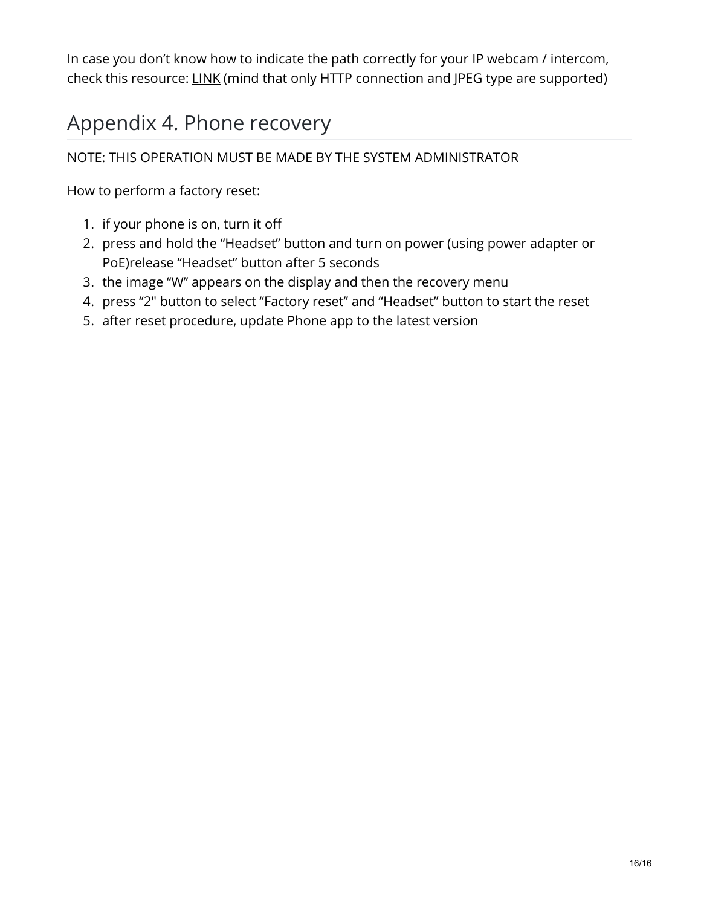In case you don't know how to indicate the path correctly for your IP webcam / intercom, check this resource: LINK (mind that only HTTP connection and JPEG type are supported)

## Appendix 4. Phone recovery

NOTE: THIS OPERATION MUST BE MADE BY THE SYSTEM ADMINISTRATOR

How to perform a factory reset:

1. if your phone is on, turn it off
2. press and hold the "Headset" button and turn on power (using power adapter or PoE)release "Headset" button after 5 seconds
3. the image "W" appears on the display and then the recovery menu
4. press "2" button to select "Factory reset" and "Headset" button to start the reset
5. after reset procedure, update Phone app to the latest version